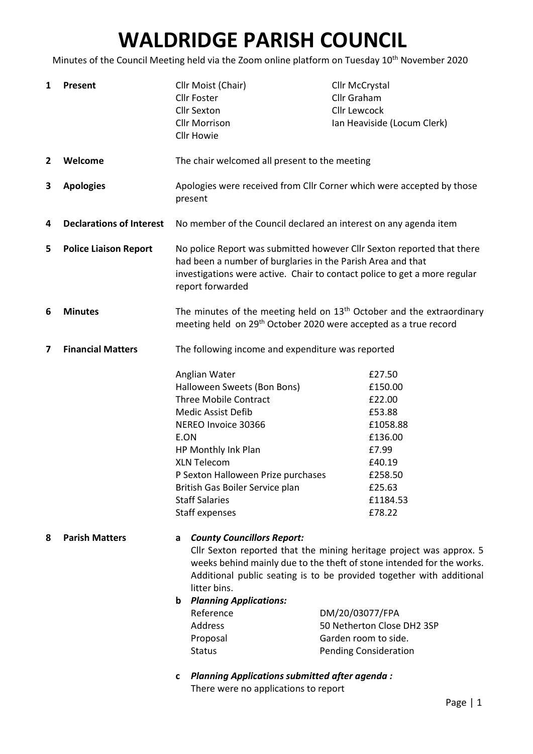# WALDRIDGE PARISH COUNCIL

Minutes of the Council Meeting held via the Zoom online platform on Tuesday 10th November 2020

**1 Present**

| | |
|---|---|
| Cllr Moist (Chair) | Cllr McCrystal |
| Cllr Foster | Cllr Graham |
| Cllr Sexton | Cllr Lewcock |
| Cllr Morrison | Ian Heaviside (Locum Clerk) |
| Cllr Howie | |

**2 Welcome**

The chair welcomed all present to the meeting

**3 Apologies**

Apologies were received from Cllr Corner which were accepted by those present

**4 Declarations of Interest**

No member of the Council declared an interest on any agenda item

**5 Police Liaison Report**

No police Report was submitted however Cllr Sexton reported that there had been a number of burglaries in the Parish Area and that investigations were active. Chair to contact police to get a more regular report forwarded

**6 Minutes**

The minutes of the meeting held on 13th October and the extraordinary meeting held on 29th October 2020 were accepted as a true record

**7 Financial Matters**

The following income and expenditure was reported

| | |
|---|---|
| Anglian Water | £27.50 |
| Halloween Sweets (Bon Bons) | £150.00 |
| Three Mobile Contract | £22.00 |
| Medic Assist Defib | £53.88 |
| NEREO Invoice 30366 | £1058.88 |
| E.ON | £136.00 |
| HP Monthly Ink Plan | £7.99 |
| XLN Telecom | £40.19 |
| P Sexton Halloween Prize purchases | £258.50 |
| British Gas Boiler Service plan | £25.63 |
| Staff Salaries | £1184.53 |
| Staff expenses | £78.22 |

**8 Parish Matters**

**a** ***County Councillors Report:***

Cllr Sexton reported that the mining heritage project was approx. 5 weeks behind mainly due to the theft of stone intended for the works. Additional public seating is to be provided together with additional litter bins.

**b** ***Planning Applications:***

| | |
|---|---|
| Reference | DM/20/03077/FPA |
| Address | 50 Netherton Close DH2 3SP |
| Proposal | Garden room to side. |
| Status | Pending Consideration |

**c** ***Planning Applications submitted after agenda :***

There were no applications to report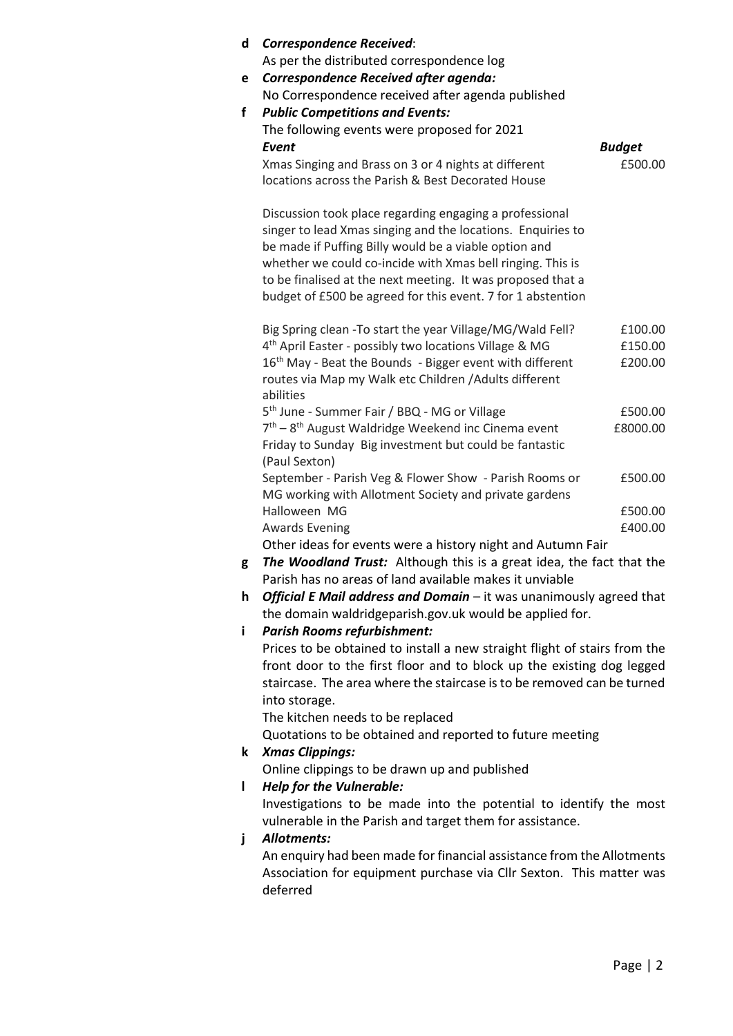**d** ***Correspondence Received*:**
As per the distributed correspondence log

**e** ***Correspondence Received after agenda:***
No Correspondence received after agenda published

**f** ***Public Competitions and Events:***
The following events were proposed for 2021

| ***Event*** | ***Budget*** |
|---|---|
| Xmas Singing and Brass on 3 or 4 nights at different locations across the Parish & Best Decorated House | £500.00 |

Discussion took place regarding engaging a professional singer to lead Xmas singing and the locations. Enquiries to be made if Puffing Billy would be a viable option and whether we could co-incide with Xmas bell ringing. This is to be finalised at the next meeting. It was proposed that a budget of £500 be agreed for this event. 7 for 1 abstention

| | |
|---|---|
| Big Spring clean -To start the year Village/MG/Wald Fell? | £100.00 |
| 4th April Easter - possibly two locations Village & MG | £150.00 |
| 16th May - Beat the Bounds - Bigger event with different routes via Map my Walk etc Children /Adults different abilities | £200.00 |
| 5th June - Summer Fair / BBQ - MG or Village | £500.00 |
| 7th – 8th August Waldridge Weekend inc Cinema event Friday to Sunday Big investment but could be fantastic (Paul Sexton) | £8000.00 |
| September - Parish Veg & Flower Show - Parish Rooms or MG working with Allotment Society and private gardens | £500.00 |
| Halloween MG | £500.00 |
| Awards Evening | £400.00 |

Other ideas for events were a history night and Autumn Fair

**g** ***The Woodland Trust:*** Although this is a great idea, the fact that the Parish has no areas of land available makes it unviable

**h** ***Official E Mail address and Domain*** – it was unanimously agreed that the domain waldridgeparish.gov.uk would be applied for.

**i** ***Parish Rooms refurbishment:***
Prices to be obtained to install a new straight flight of stairs from the front door to the first floor and to block up the existing dog legged staircase. The area where the staircase is to be removed can be turned into storage.
The kitchen needs to be replaced
Quotations to be obtained and reported to future meeting

**k** ***Xmas Clippings:***
Online clippings to be drawn up and published

**l** ***Help for the Vulnerable:***
Investigations to be made into the potential to identify the most vulnerable in the Parish and target them for assistance.

**j** ***Allotments:***
An enquiry had been made for financial assistance from the Allotments Association for equipment purchase via Cllr Sexton. This matter was deferred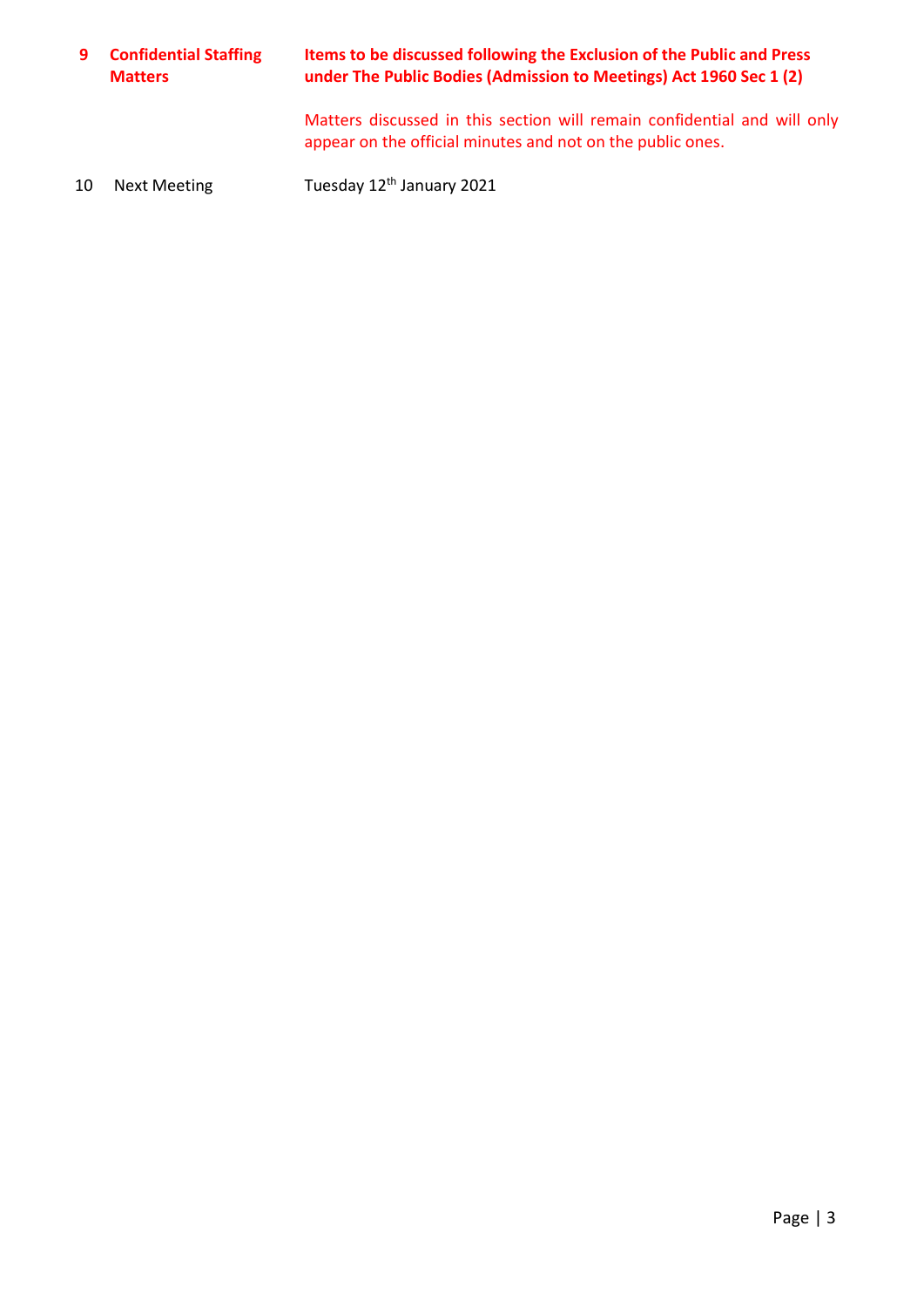| | | |
|---|---|---|
| **9** | **Confidential Staffing Matters** | **Items to be discussed following the Exclusion of the Public and Press under The Public Bodies (Admission to Meetings) Act 1960 Sec 1 (2)**<br><br>Matters discussed in this section will remain confidential and will only appear on the official minutes and not on the public ones. |
| 10 | Next Meeting | Tuesday 12th January 2021 |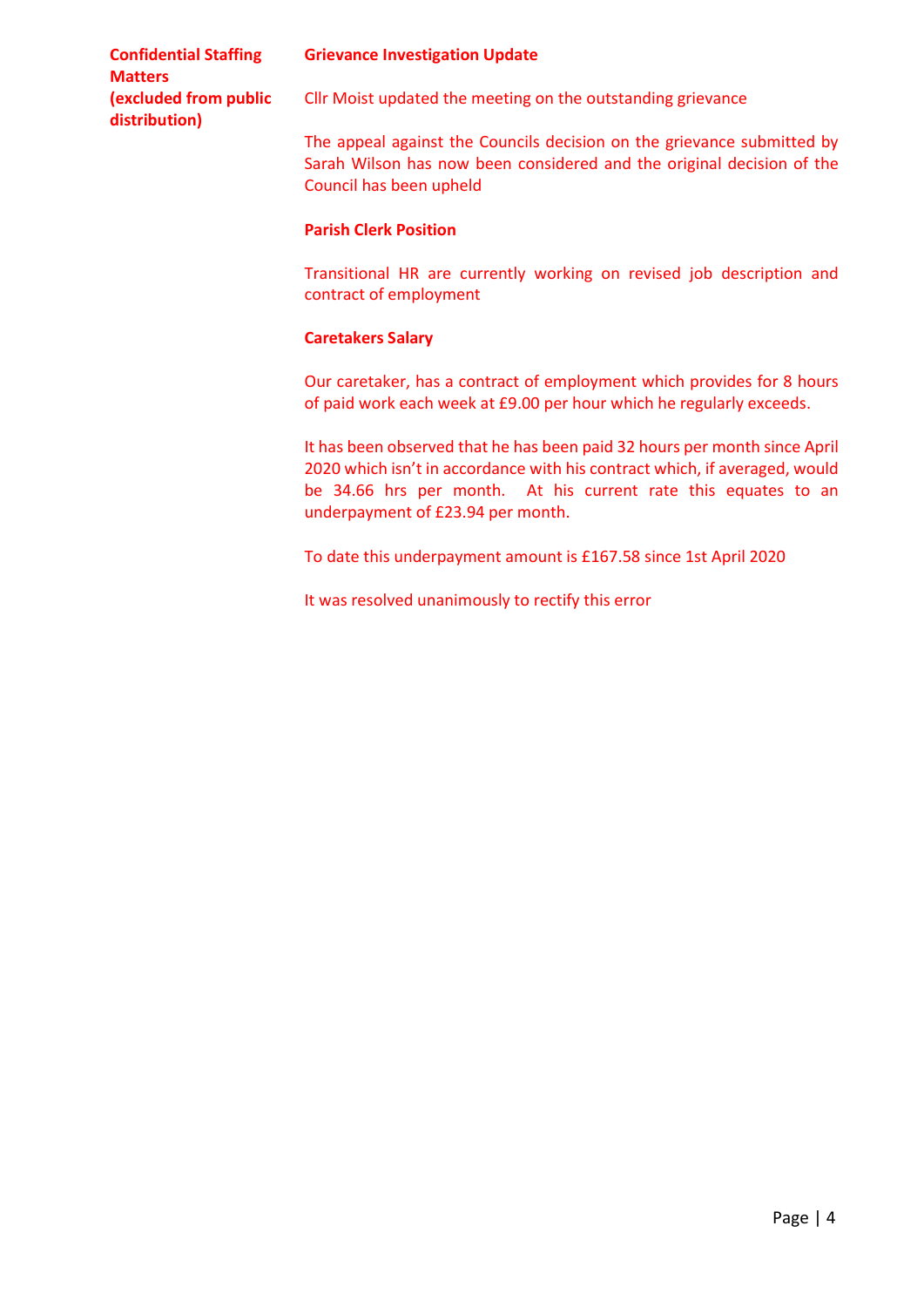**Confidential Staffing Matters (excluded from public distribution)**

**Grievance Investigation Update**

Cllr Moist updated the meeting on the outstanding grievance

The appeal against the Councils decision on the grievance submitted by Sarah Wilson has now been considered and the original decision of the Council has been upheld

**Parish Clerk Position**

Transitional HR are currently working on revised job description and contract of employment

**Caretakers Salary**

Our caretaker, has a contract of employment which provides for 8 hours of paid work each week at £9.00 per hour which he regularly exceeds.

It has been observed that he has been paid 32 hours per month since April 2020 which isn't in accordance with his contract which, if averaged, would be 34.66 hrs per month. At his current rate this equates to an underpayment of £23.94 per month.

To date this underpayment amount is £167.58 since 1st April 2020

It was resolved unanimously to rectify this error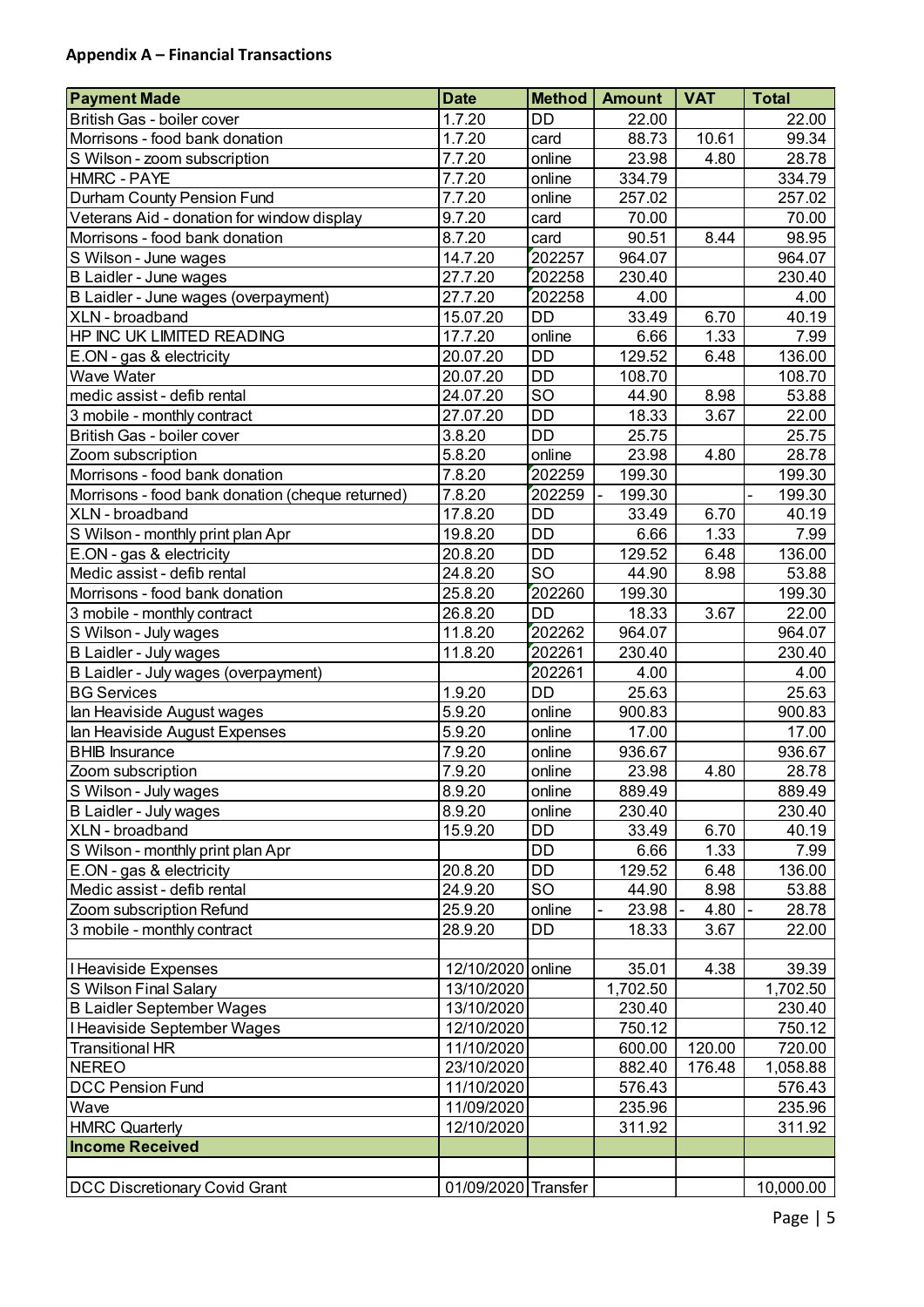### Appendix A – Financial Transactions

| Payment Made | Date | Method | Amount | VAT | Total |
|---|---|---|---|---|---|
| British Gas - boiler cover | 1.7.20 | DD | 22.00 | | 22.00 |
| Morrisons - food bank donation | 1.7.20 | card | 88.73 | 10.61 | 99.34 |
| S Wilson - zoom subscription | 7.7.20 | online | 23.98 | 4.80 | 28.78 |
| HMRC - PAYE | 7.7.20 | online | 334.79 | | 334.79 |
| Durham County Pension Fund | 7.7.20 | online | 257.02 | | 257.02 |
| Veterans Aid - donation for window display | 9.7.20 | card | 70.00 | | 70.00 |
| Morrisons - food bank donation | 8.7.20 | card | 90.51 | 8.44 | 98.95 |
| S Wilson - June wages | 14.7.20 | 202257 | 964.07 | | 964.07 |
| B Laidler - June wages | 27.7.20 | 202258 | 230.40 | | 230.40 |
| B Laidler - June wages (overpayment) | 27.7.20 | 202258 | 4.00 | | 4.00 |
| XLN - broadband | 15.07.20 | DD | 33.49 | 6.70 | 40.19 |
| HP INC UK LIMITED READING | 17.7.20 | online | 6.66 | 1.33 | 7.99 |
| E.ON - gas & electricity | 20.07.20 | DD | 129.52 | 6.48 | 136.00 |
| Wave Water | 20.07.20 | DD | 108.70 | | 108.70 |
| medic assist - defib rental | 24.07.20 | SO | 44.90 | 8.98 | 53.88 |
| 3 mobile - monthly contract | 27.07.20 | DD | 18.33 | 3.67 | 22.00 |
| British Gas - boiler cover | 3.8.20 | DD | 25.75 | | 25.75 |
| Zoom subscription | 5.8.20 | online | 23.98 | 4.80 | 28.78 |
| Morrisons - food bank donation | 7.8.20 | 202259 | 199.30 | | 199.30 |
| Morrisons - food bank donation (cheque returned) | 7.8.20 | 202259 | - 199.30 | | - 199.30 |
| XLN - broadband | 17.8.20 | DD | 33.49 | 6.70 | 40.19 |
| S Wilson - monthly print plan Apr | 19.8.20 | DD | 6.66 | 1.33 | 7.99 |
| E.ON - gas & electricity | 20.8.20 | DD | 129.52 | 6.48 | 136.00 |
| Medic assist - defib rental | 24.8.20 | SO | 44.90 | 8.98 | 53.88 |
| Morrisons - food bank donation | 25.8.20 | 202260 | 199.30 | | 199.30 |
| 3 mobile - monthly contract | 26.8.20 | DD | 18.33 | 3.67 | 22.00 |
| S Wilson - July wages | 11.8.20 | 202262 | 964.07 | | 964.07 |
| B Laidler - July wages | 11.8.20 | 202261 | 230.40 | | 230.40 |
| B Laidler - July wages (overpayment) | | 202261 | 4.00 | | 4.00 |
| BG Services | 1.9.20 | DD | 25.63 | | 25.63 |
| Ian Heaviside August wages | 5.9.20 | online | 900.83 | | 900.83 |
| Ian Heaviside August Expenses | 5.9.20 | online | 17.00 | | 17.00 |
| BHIB Insurance | 7.9.20 | online | 936.67 | | 936.67 |
| Zoom subscription | 7.9.20 | online | 23.98 | 4.80 | 28.78 |
| S Wilson - July wages | 8.9.20 | online | 889.49 | | 889.49 |
| B Laidler - July wages | 8.9.20 | online | 230.40 | | 230.40 |
| XLN - broadband | 15.9.20 | DD | 33.49 | 6.70 | 40.19 |
| S Wilson - monthly print plan Apr | | DD | 6.66 | 1.33 | 7.99 |
| E.ON - gas & electricity | 20.8.20 | DD | 129.52 | 6.48 | 136.00 |
| Medic assist - defib rental | 24.9.20 | SO | 44.90 | 8.98 | 53.88 |
| Zoom subscription Refund | 25.9.20 | online | - 23.98 | - 4.80 | - 28.78 |
| 3 mobile - monthly contract | 28.9.20 | DD | 18.33 | 3.67 | 22.00 |
| | | | | | |
| I Heaviside Expenses | 12/10/2020 | online | 35.01 | 4.38 | 39.39 |
| S Wilson Final Salary | 13/10/2020 | | 1,702.50 | | 1,702.50 |
| B Laidler September Wages | 13/10/2020 | | 230.40 | | 230.40 |
| I Heaviside September Wages | 12/10/2020 | | 750.12 | | 750.12 |
| Transitional HR | 11/10/2020 | | 600.00 | 120.00 | 720.00 |
| NEREO | 23/10/2020 | | 882.40 | 176.48 | 1,058.88 |
| DCC Pension Fund | 11/10/2020 | | 576.43 | | 576.43 |
| Wave | 11/09/2020 | | 235.96 | | 235.96 |
| HMRC Quarterly | 12/10/2020 | | 311.92 | | 311.92 |
| **Income Received** | | | | | |
| | | | | | |
| DCC Discretionary Covid Grant | 01/09/2020 | Transfer | | | 10,000.00 |